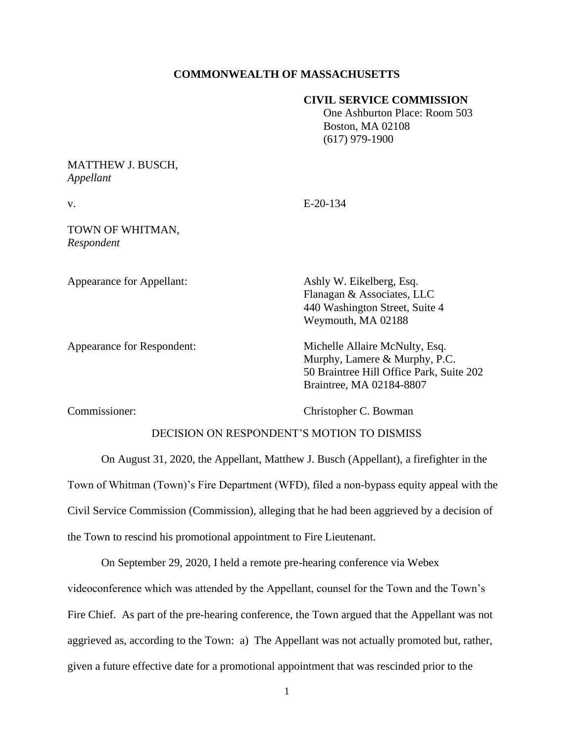**COMMONWEALTH OF MASSACHUSETTS**

**CIVIL SERVICE COMMISSION**
One Ashburton Place: Room 503
Boston, MA 02108
(617) 979-1900

MATTHEW J. BUSCH,
*Appellant*

v. E-20-134

TOWN OF WHITMAN,
*Respondent*

Appearance for Appellant: Ashly W. Eikelberg, Esq.
Flanagan & Associates, LLC
440 Washington Street, Suite 4
Weymouth, MA 02188

Appearance for Respondent: Michelle Allaire McNulty, Esq.
Murphy, Lamere & Murphy, P.C.
50 Braintree Hill Office Park, Suite 202
Braintree, MA 02184-8807

Commissioner: Christopher C. Bowman

DECISION ON RESPONDENT'S MOTION TO DISMISS

On August 31, 2020, the Appellant, Matthew J. Busch (Appellant), a firefighter in the Town of Whitman (Town)'s Fire Department (WFD), filed a non-bypass equity appeal with the Civil Service Commission (Commission), alleging that he had been aggrieved by a decision of the Town to rescind his promotional appointment to Fire Lieutenant.

On September 29, 2020, I held a remote pre-hearing conference via Webex videoconference which was attended by the Appellant, counsel for the Town and the Town's Fire Chief. As part of the pre-hearing conference, the Town argued that the Appellant was not aggrieved as, according to the Town: a) The Appellant was not actually promoted but, rather, given a future effective date for a promotional appointment that was rescinded prior to the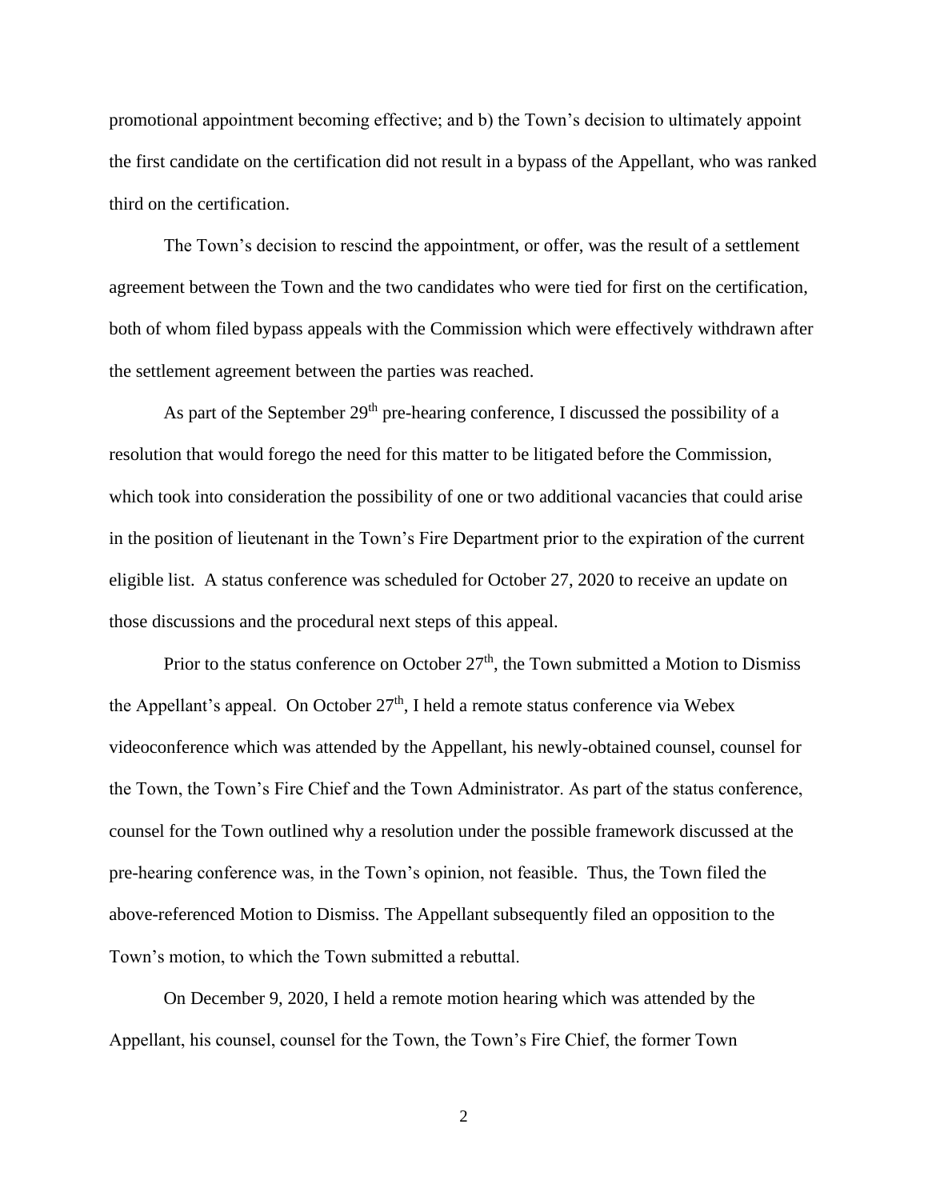promotional appointment becoming effective; and b) the Town's decision to ultimately appoint the first candidate on the certification did not result in a bypass of the Appellant, who was ranked third on the certification.

The Town's decision to rescind the appointment, or offer, was the result of a settlement agreement between the Town and the two candidates who were tied for first on the certification, both of whom filed bypass appeals with the Commission which were effectively withdrawn after the settlement agreement between the parties was reached.

As part of the September 29th pre-hearing conference, I discussed the possibility of a resolution that would forego the need for this matter to be litigated before the Commission, which took into consideration the possibility of one or two additional vacancies that could arise in the position of lieutenant in the Town's Fire Department prior to the expiration of the current eligible list. A status conference was scheduled for October 27, 2020 to receive an update on those discussions and the procedural next steps of this appeal.

Prior to the status conference on October 27th, the Town submitted a Motion to Dismiss the Appellant's appeal. On October 27th, I held a remote status conference via Webex videoconference which was attended by the Appellant, his newly-obtained counsel, counsel for the Town, the Town's Fire Chief and the Town Administrator. As part of the status conference, counsel for the Town outlined why a resolution under the possible framework discussed at the pre-hearing conference was, in the Town's opinion, not feasible. Thus, the Town filed the above-referenced Motion to Dismiss. The Appellant subsequently filed an opposition to the Town's motion, to which the Town submitted a rebuttal.

On December 9, 2020, I held a remote motion hearing which was attended by the Appellant, his counsel, counsel for the Town, the Town's Fire Chief, the former Town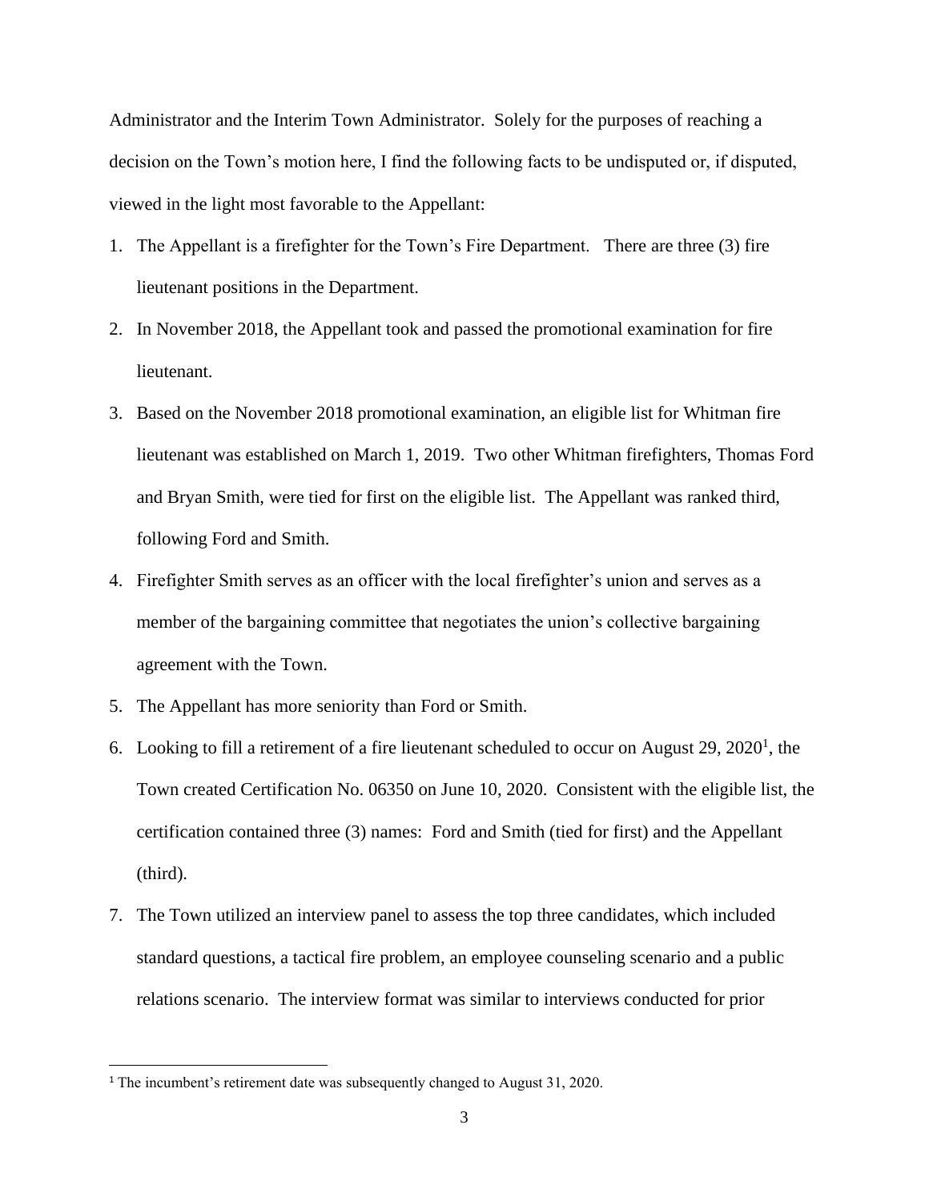Administrator and the Interim Town Administrator. Solely for the purposes of reaching a decision on the Town's motion here, I find the following facts to be undisputed or, if disputed, viewed in the light most favorable to the Appellant:

1. The Appellant is a firefighter for the Town's Fire Department. There are three (3) fire lieutenant positions in the Department.
2. In November 2018, the Appellant took and passed the promotional examination for fire lieutenant.
3. Based on the November 2018 promotional examination, an eligible list for Whitman fire lieutenant was established on March 1, 2019. Two other Whitman firefighters, Thomas Ford and Bryan Smith, were tied for first on the eligible list. The Appellant was ranked third, following Ford and Smith.
4. Firefighter Smith serves as an officer with the local firefighter's union and serves as a member of the bargaining committee that negotiates the union's collective bargaining agreement with the Town.
5. The Appellant has more seniority than Ford or Smith.
6. Looking to fill a retirement of a fire lieutenant scheduled to occur on August 29, 2020[1], the Town created Certification No. 06350 on June 10, 2020. Consistent with the eligible list, the certification contained three (3) names: Ford and Smith (tied for first) and the Appellant (third).
7. The Town utilized an interview panel to assess the top three candidates, which included standard questions, a tactical fire problem, an employee counseling scenario and a public relations scenario. The interview format was similar to interviews conducted for prior

[1] The incumbent's retirement date was subsequently changed to August 31, 2020.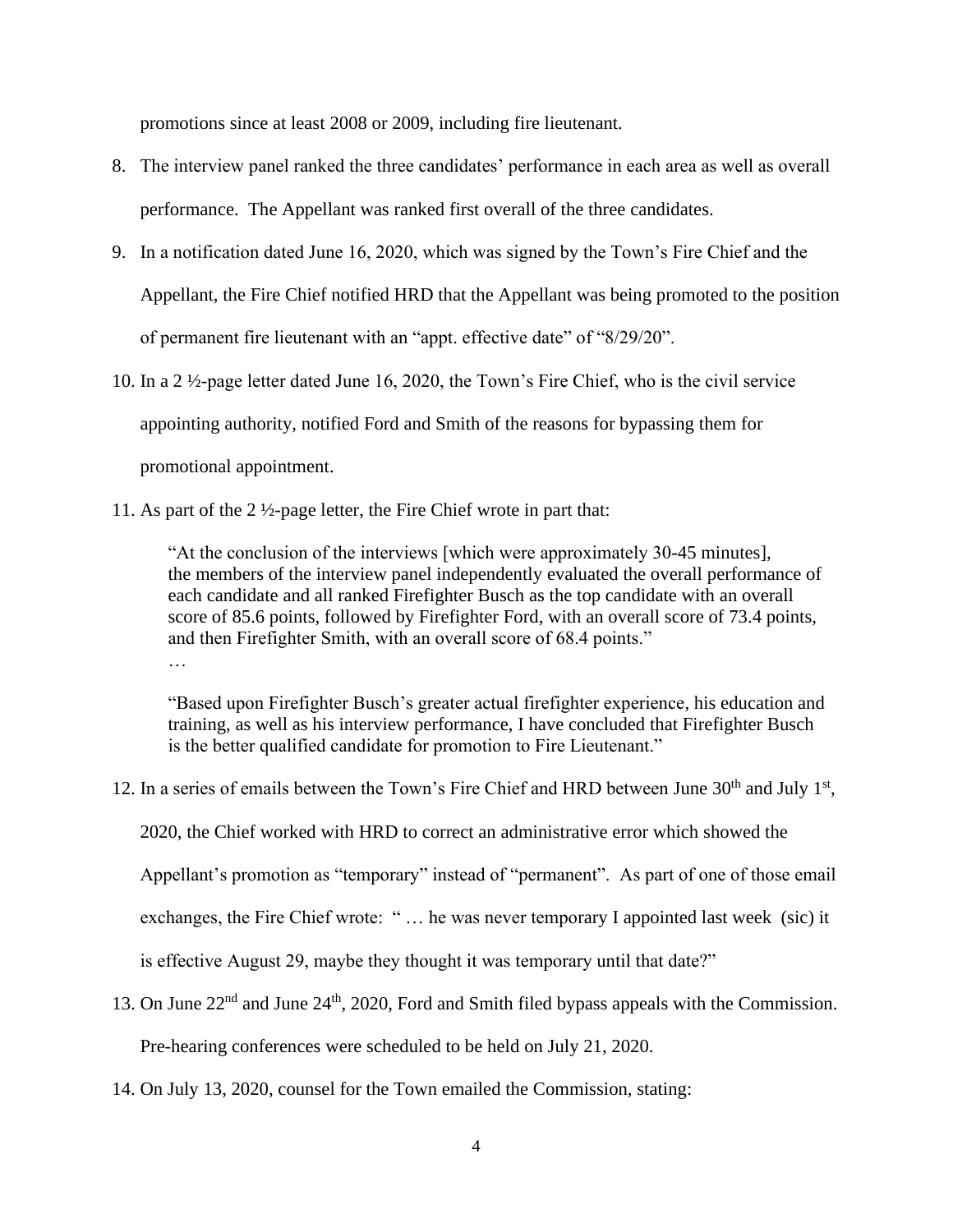promotions since at least 2008 or 2009, including fire lieutenant.

8. The interview panel ranked the three candidates' performance in each area as well as overall performance. The Appellant was ranked first overall of the three candidates.

9. In a notification dated June 16, 2020, which was signed by the Town's Fire Chief and the Appellant, the Fire Chief notified HRD that the Appellant was being promoted to the position of permanent fire lieutenant with an "appt. effective date" of "8/29/20".

10. In a 2 ½-page letter dated June 16, 2020, the Town's Fire Chief, who is the civil service appointing authority, notified Ford and Smith of the reasons for bypassing them for promotional appointment.

11. As part of the 2 ½-page letter, the Fire Chief wrote in part that:

    > "At the conclusion of the interviews [which were approximately 30-45 minutes], the members of the interview panel independently evaluated the overall performance of each candidate and all ranked Firefighter Busch as the top candidate with an overall score of 85.6 points, followed by Firefighter Ford, with an overall score of 73.4 points, and then Firefighter Smith, with an overall score of 68.4 points."
    >
    > …
    >
    > "Based upon Firefighter Busch's greater actual firefighter experience, his education and training, as well as his interview performance, I have concluded that Firefighter Busch is the better qualified candidate for promotion to Fire Lieutenant."

12. In a series of emails between the Town's Fire Chief and HRD between June 30th and July 1st, 2020, the Chief worked with HRD to correct an administrative error which showed the Appellant's promotion as "temporary" instead of "permanent". As part of one of those email exchanges, the Fire Chief wrote: " … he was never temporary I appointed last week (sic) it is effective August 29, maybe they thought it was temporary until that date?"

13. On June 22nd and June 24th, 2020, Ford and Smith filed bypass appeals with the Commission. Pre-hearing conferences were scheduled to be held on July 21, 2020.

14. On July 13, 2020, counsel for the Town emailed the Commission, stating: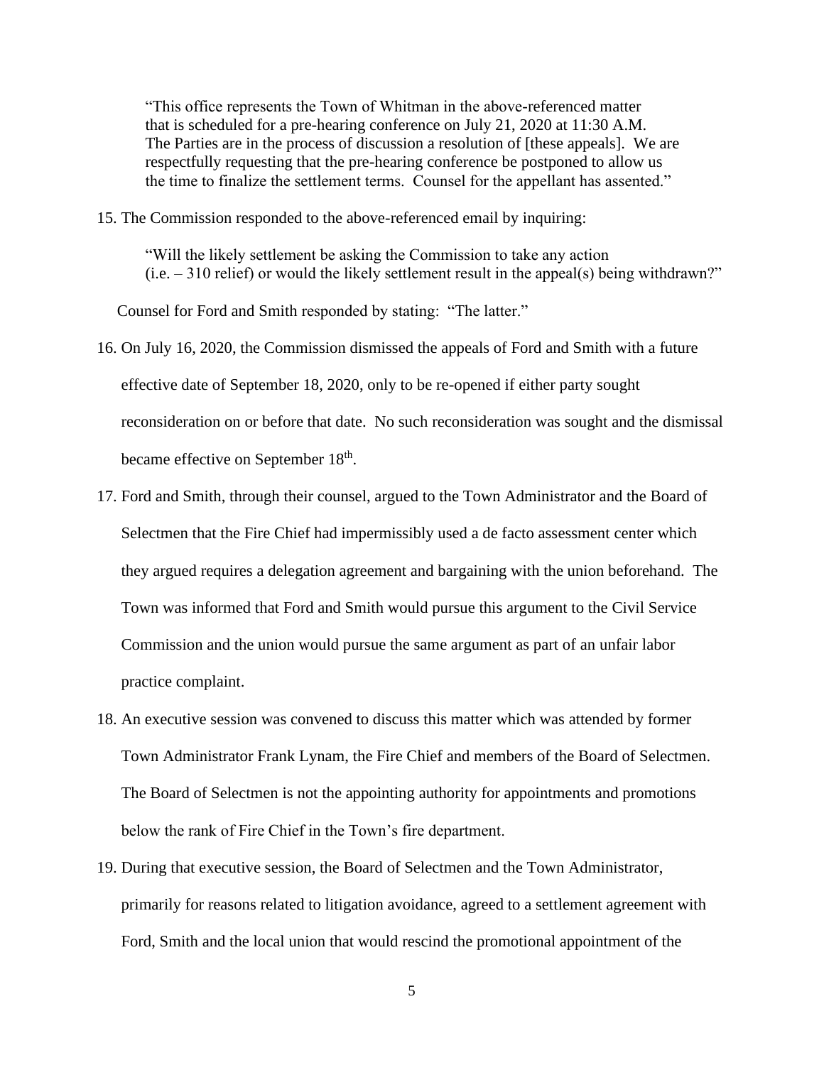> "This office represents the Town of Whitman in the above-referenced matter that is scheduled for a pre-hearing conference on July 21, 2020 at 11:30 A.M. The Parties are in the process of discussion a resolution of [these appeals]. We are respectfully requesting that the pre-hearing conference be postponed to allow us the time to finalize the settlement terms. Counsel for the appellant has assented."

15. The Commission responded to the above-referenced email by inquiring:

    > "Will the likely settlement be asking the Commission to take any action (i.e. – 310 relief) or would the likely settlement result in the appeal(s) being withdrawn?"

    Counsel for Ford and Smith responded by stating: "The latter."

16. On July 16, 2020, the Commission dismissed the appeals of Ford and Smith with a future effective date of September 18, 2020, only to be re-opened if either party sought reconsideration on or before that date. No such reconsideration was sought and the dismissal became effective on September 18th.

17. Ford and Smith, through their counsel, argued to the Town Administrator and the Board of Selectmen that the Fire Chief had impermissibly used a de facto assessment center which they argued requires a delegation agreement and bargaining with the union beforehand. The Town was informed that Ford and Smith would pursue this argument to the Civil Service Commission and the union would pursue the same argument as part of an unfair labor practice complaint.

18. An executive session was convened to discuss this matter which was attended by former Town Administrator Frank Lynam, the Fire Chief and members of the Board of Selectmen. The Board of Selectmen is not the appointing authority for appointments and promotions below the rank of Fire Chief in the Town's fire department.

19. During that executive session, the Board of Selectmen and the Town Administrator, primarily for reasons related to litigation avoidance, agreed to a settlement agreement with Ford, Smith and the local union that would rescind the promotional appointment of the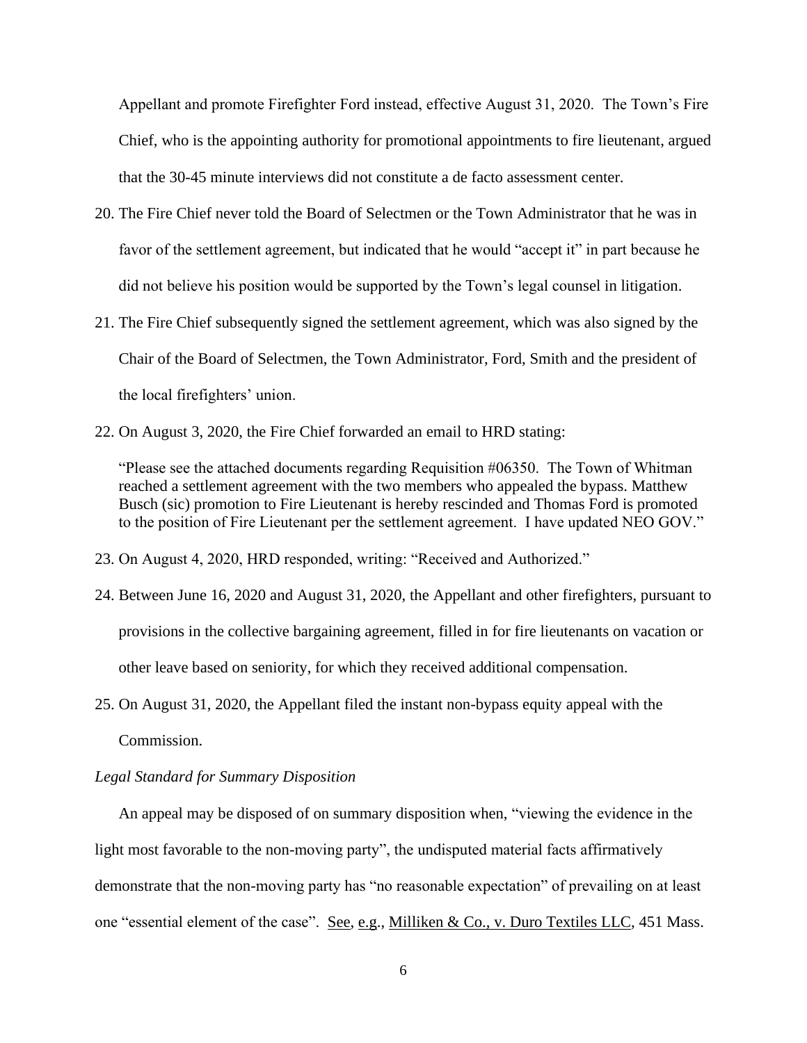Appellant and promote Firefighter Ford instead, effective August 31, 2020. The Town's Fire Chief, who is the appointing authority for promotional appointments to fire lieutenant, argued that the 30-45 minute interviews did not constitute a de facto assessment center.

20. The Fire Chief never told the Board of Selectmen or the Town Administrator that he was in favor of the settlement agreement, but indicated that he would "accept it" in part because he did not believe his position would be supported by the Town's legal counsel in litigation.
21. The Fire Chief subsequently signed the settlement agreement, which was also signed by the Chair of the Board of Selectmen, the Town Administrator, Ford, Smith and the president of the local firefighters' union.
22. On August 3, 2020, the Fire Chief forwarded an email to HRD stating:

    "Please see the attached documents regarding Requisition #06350. The Town of Whitman reached a settlement agreement with the two members who appealed the bypass. Matthew Busch (sic) promotion to Fire Lieutenant is hereby rescinded and Thomas Ford is promoted to the position of Fire Lieutenant per the settlement agreement. I have updated NEO GOV."

23. On August 4, 2020, HRD responded, writing: "Received and Authorized."
24. Between June 16, 2020 and August 31, 2020, the Appellant and other firefighters, pursuant to provisions in the collective bargaining agreement, filled in for fire lieutenants on vacation or other leave based on seniority, for which they received additional compensation.
25. On August 31, 2020, the Appellant filed the instant non-bypass equity appeal with the Commission.

*Legal Standard for Summary Disposition*

An appeal may be disposed of on summary disposition when, "viewing the evidence in the light most favorable to the non-moving party", the undisputed material facts affirmatively demonstrate that the non-moving party has "no reasonable expectation" of prevailing on at least one "essential element of the case". See, e.g., Milliken & Co., v. Duro Textiles LLC, 451 Mass.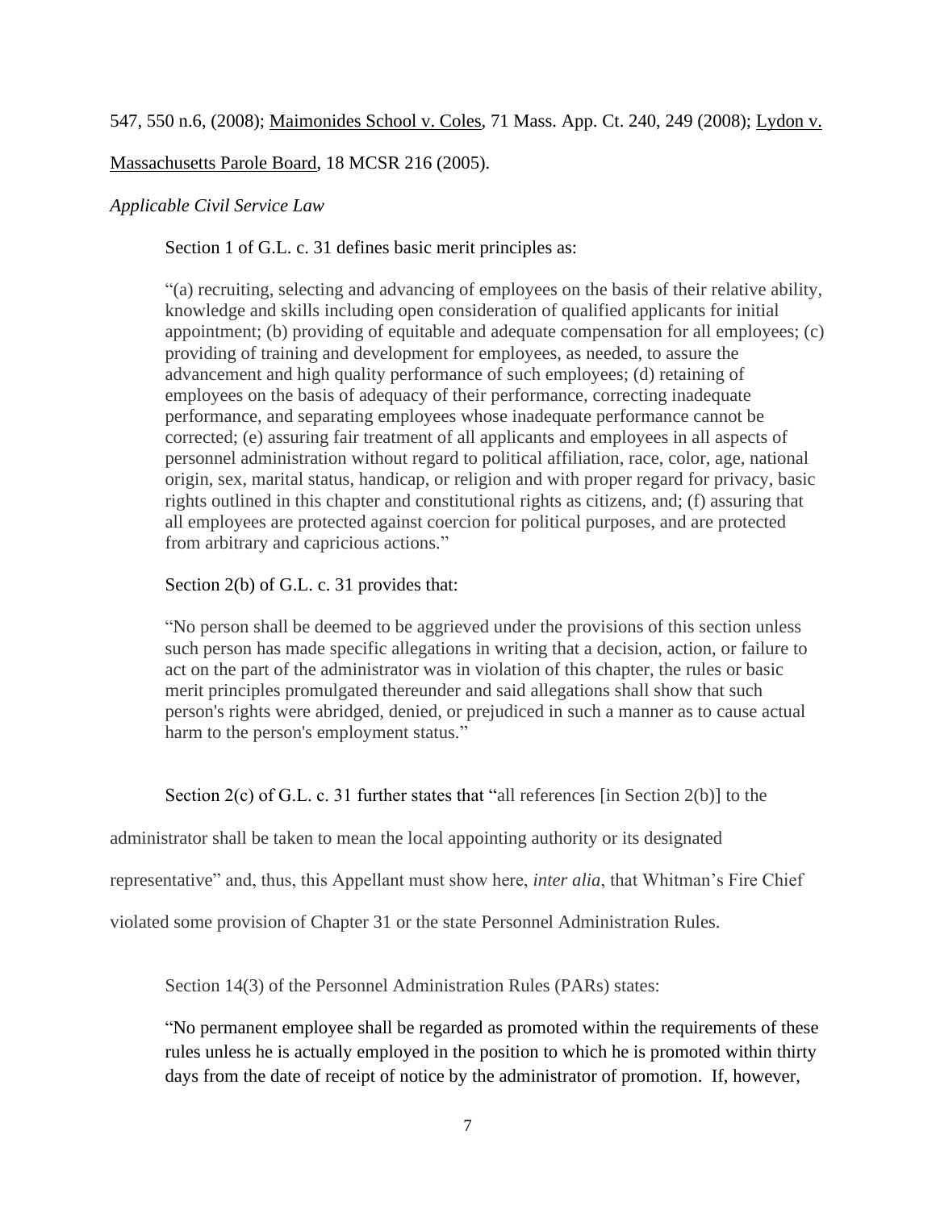547, 550 n.6, (2008); Maimonides School v. Coles, 71 Mass. App. Ct. 240, 249 (2008); Lydon v. Massachusetts Parole Board, 18 MCSR 216 (2005).

*Applicable Civil Service Law*

Section 1 of G.L. c. 31 defines basic merit principles as:

> "(a) recruiting, selecting and advancing of employees on the basis of their relative ability, knowledge and skills including open consideration of qualified applicants for initial appointment; (b) providing of equitable and adequate compensation for all employees; (c) providing of training and development for employees, as needed, to assure the advancement and high quality performance of such employees; (d) retaining of employees on the basis of adequacy of their performance, correcting inadequate performance, and separating employees whose inadequate performance cannot be corrected; (e) assuring fair treatment of all applicants and employees in all aspects of personnel administration without regard to political affiliation, race, color, age, national origin, sex, marital status, handicap, or religion and with proper regard for privacy, basic rights outlined in this chapter and constitutional rights as citizens, and; (f) assuring that all employees are protected against coercion for political purposes, and are protected from arbitrary and capricious actions."

Section 2(b) of G.L. c. 31 provides that:

> "No person shall be deemed to be aggrieved under the provisions of this section unless such person has made specific allegations in writing that a decision, action, or failure to act on the part of the administrator was in violation of this chapter, the rules or basic merit principles promulgated thereunder and said allegations shall show that such person's rights were abridged, denied, or prejudiced in such a manner as to cause actual harm to the person's employment status."

Section 2(c) of G.L. c. 31 further states that "all references [in Section 2(b)] to the administrator shall be taken to mean the local appointing authority or its designated representative" and, thus, this Appellant must show here, *inter alia*, that Whitman's Fire Chief violated some provision of Chapter 31 or the state Personnel Administration Rules.

Section 14(3) of the Personnel Administration Rules (PARs) states:

> "No permanent employee shall be regarded as promoted within the requirements of these rules unless he is actually employed in the position to which he is promoted within thirty days from the date of receipt of notice by the administrator of promotion. If, however,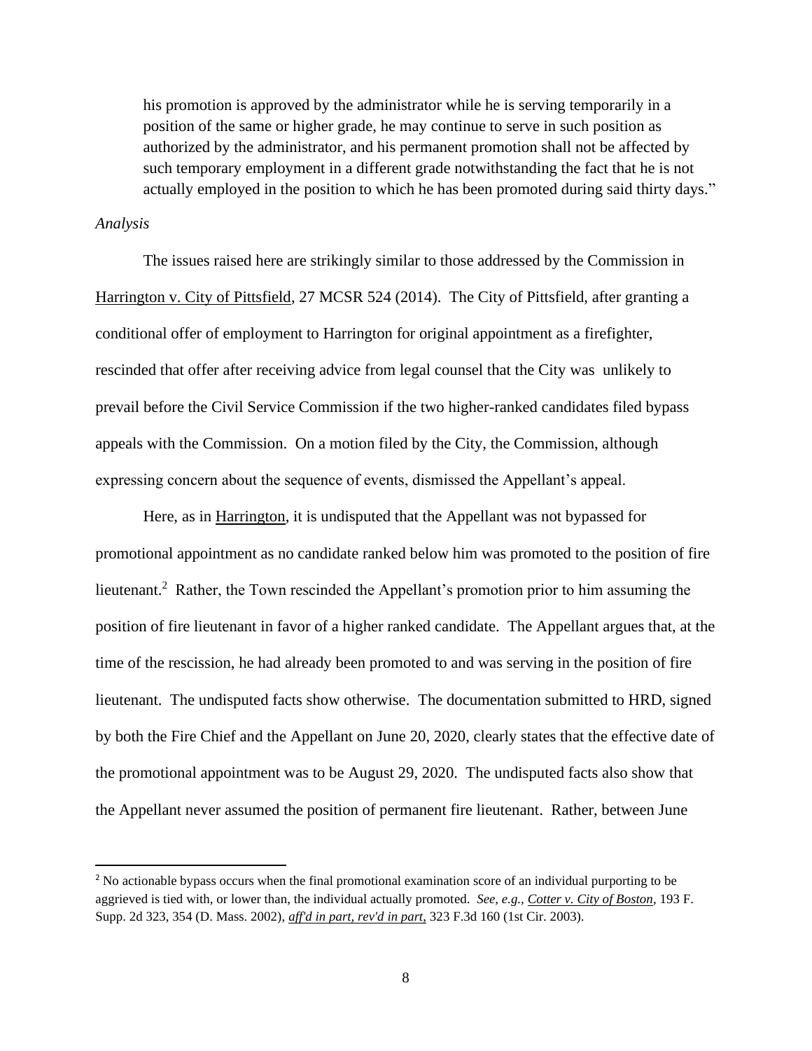his promotion is approved by the administrator while he is serving temporarily in a position of the same or higher grade, he may continue to serve in such position as authorized by the administrator, and his permanent promotion shall not be affected by such temporary employment in a different grade notwithstanding the fact that he is not actually employed in the position to which he has been promoted during said thirty days."

*Analysis*

The issues raised here are strikingly similar to those addressed by the Commission in Harrington v. City of Pittsfield, 27 MCSR 524 (2014). The City of Pittsfield, after granting a conditional offer of employment to Harrington for original appointment as a firefighter, rescinded that offer after receiving advice from legal counsel that the City was unlikely to prevail before the Civil Service Commission if the two higher-ranked candidates filed bypass appeals with the Commission. On a motion filed by the City, the Commission, although expressing concern about the sequence of events, dismissed the Appellant's appeal.

Here, as in Harrington, it is undisputed that the Appellant was not bypassed for promotional appointment as no candidate ranked below him was promoted to the position of fire lieutenant.[2] Rather, the Town rescinded the Appellant's promotion prior to him assuming the position of fire lieutenant in favor of a higher ranked candidate. The Appellant argues that, at the time of the rescission, he had already been promoted to and was serving in the position of fire lieutenant. The undisputed facts show otherwise. The documentation submitted to HRD, signed by both the Fire Chief and the Appellant on June 20, 2020, clearly states that the effective date of the promotional appointment was to be August 29, 2020. The undisputed facts also show that the Appellant never assumed the position of permanent fire lieutenant. Rather, between June

[2] No actionable bypass occurs when the final promotional examination score of an individual purporting to be aggrieved is tied with, or lower than, the individual actually promoted. *See, e.g., Cotter v. City of Boston*, 193 F. Supp. 2d 323, 354 (D. Mass. 2002), *aff'd in part, rev'd in part*, 323 F.3d 160 (1st Cir. 2003).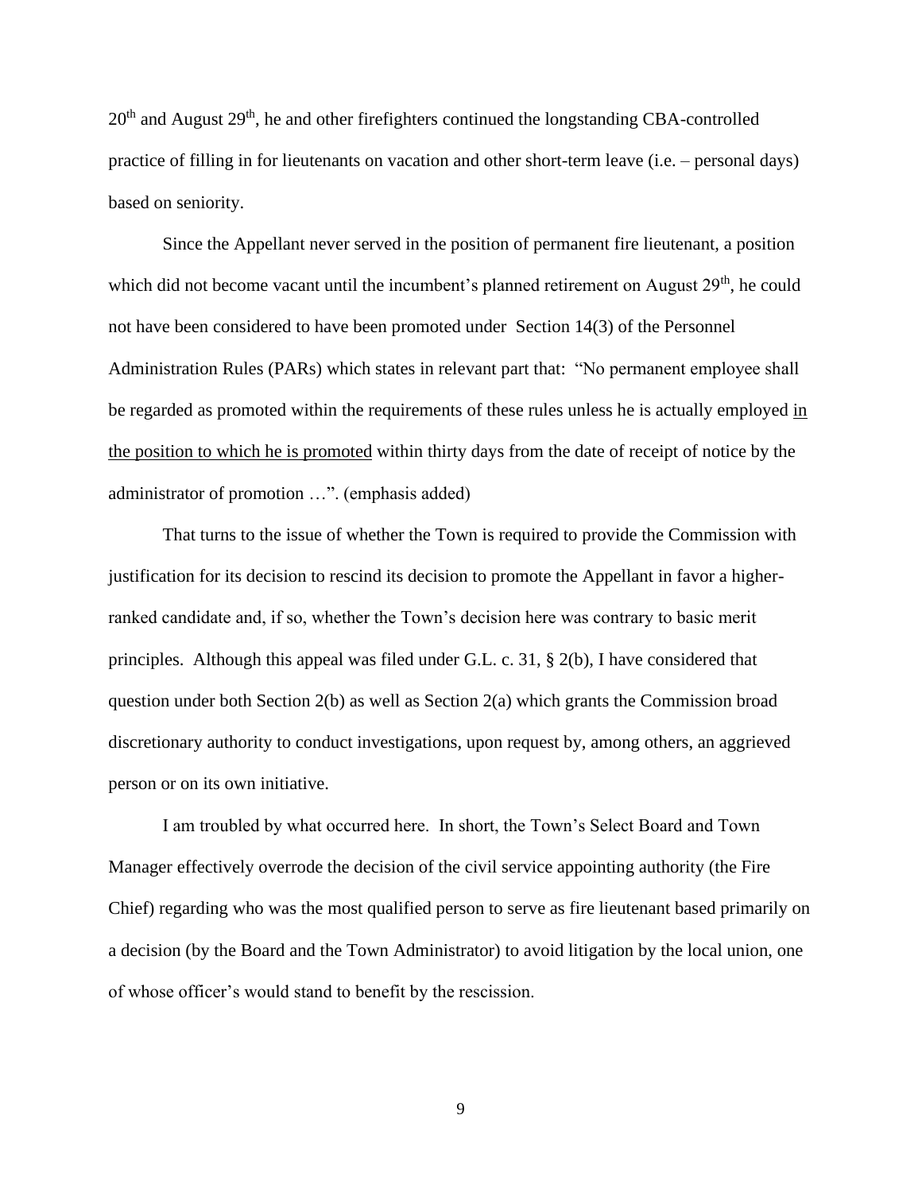20th and August 29th, he and other firefighters continued the longstanding CBA-controlled practice of filling in for lieutenants on vacation and other short-term leave (i.e. – personal days) based on seniority.

Since the Appellant never served in the position of permanent fire lieutenant, a position which did not become vacant until the incumbent's planned retirement on August 29th, he could not have been considered to have been promoted under Section 14(3) of the Personnel Administration Rules (PARs) which states in relevant part that: "No permanent employee shall be regarded as promoted within the requirements of these rules unless he is actually employed <u>in the position to which he is promoted</u> within thirty days from the date of receipt of notice by the administrator of promotion …". (emphasis added)

That turns to the issue of whether the Town is required to provide the Commission with justification for its decision to rescind its decision to promote the Appellant in favor a higher-ranked candidate and, if so, whether the Town's decision here was contrary to basic merit principles. Although this appeal was filed under G.L. c. 31, § 2(b), I have considered that question under both Section 2(b) as well as Section 2(a) which grants the Commission broad discretionary authority to conduct investigations, upon request by, among others, an aggrieved person or on its own initiative.

I am troubled by what occurred here. In short, the Town's Select Board and Town Manager effectively overrode the decision of the civil service appointing authority (the Fire Chief) regarding who was the most qualified person to serve as fire lieutenant based primarily on a decision (by the Board and the Town Administrator) to avoid litigation by the local union, one of whose officer's would stand to benefit by the rescission.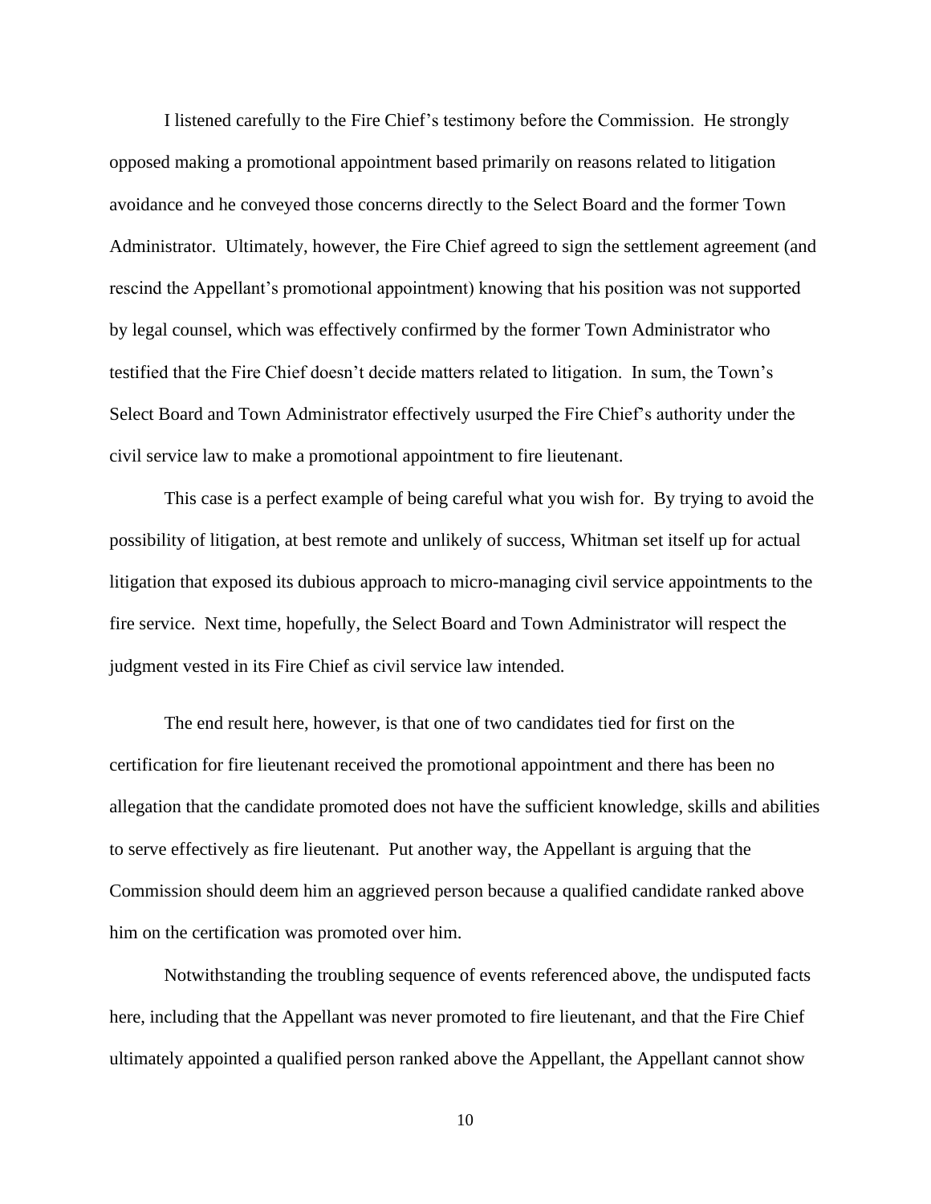I listened carefully to the Fire Chief's testimony before the Commission. He strongly opposed making a promotional appointment based primarily on reasons related to litigation avoidance and he conveyed those concerns directly to the Select Board and the former Town Administrator. Ultimately, however, the Fire Chief agreed to sign the settlement agreement (and rescind the Appellant's promotional appointment) knowing that his position was not supported by legal counsel, which was effectively confirmed by the former Town Administrator who testified that the Fire Chief doesn't decide matters related to litigation. In sum, the Town's Select Board and Town Administrator effectively usurped the Fire Chief's authority under the civil service law to make a promotional appointment to fire lieutenant.

This case is a perfect example of being careful what you wish for. By trying to avoid the possibility of litigation, at best remote and unlikely of success, Whitman set itself up for actual litigation that exposed its dubious approach to micro-managing civil service appointments to the fire service. Next time, hopefully, the Select Board and Town Administrator will respect the judgment vested in its Fire Chief as civil service law intended.

The end result here, however, is that one of two candidates tied for first on the certification for fire lieutenant received the promotional appointment and there has been no allegation that the candidate promoted does not have the sufficient knowledge, skills and abilities to serve effectively as fire lieutenant. Put another way, the Appellant is arguing that the Commission should deem him an aggrieved person because a qualified candidate ranked above him on the certification was promoted over him.

Notwithstanding the troubling sequence of events referenced above, the undisputed facts here, including that the Appellant was never promoted to fire lieutenant, and that the Fire Chief ultimately appointed a qualified person ranked above the Appellant, the Appellant cannot show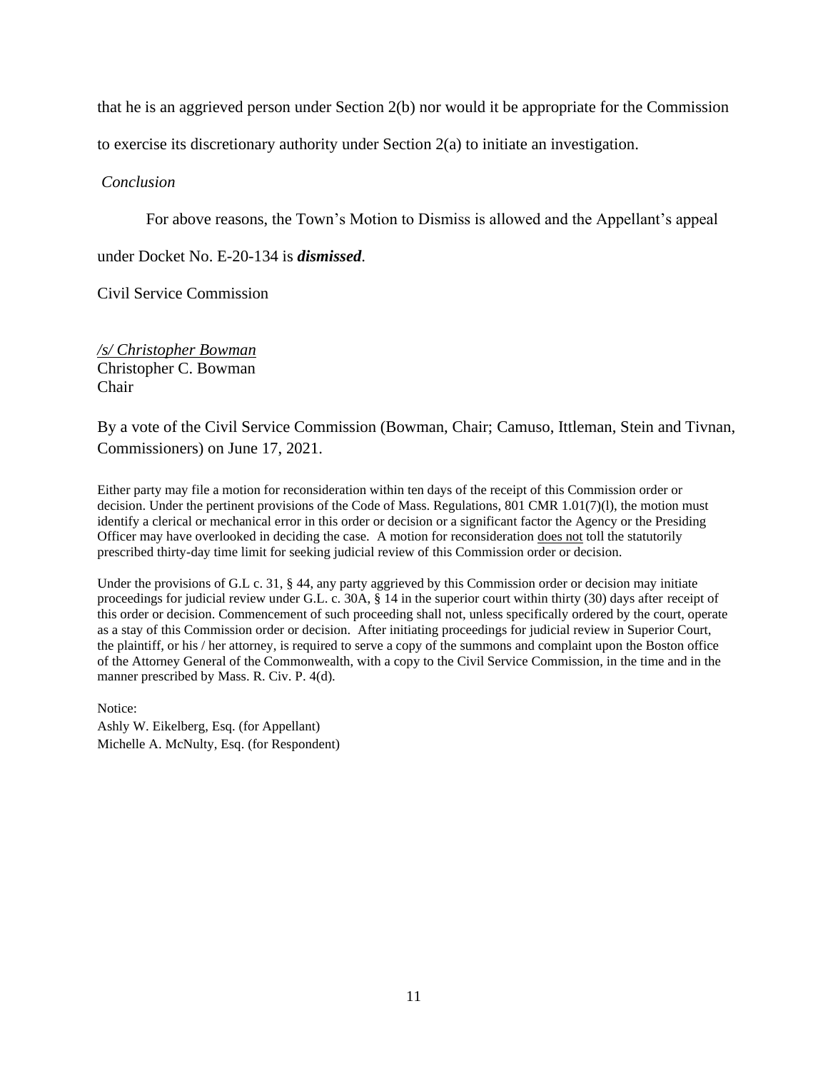that he is an aggrieved person under Section 2(b) nor would it be appropriate for the Commission to exercise its discretionary authority under Section 2(a) to initiate an investigation.

*Conclusion*

For above reasons, the Town's Motion to Dismiss is allowed and the Appellant's appeal under Docket No. E-20-134 is ***dismissed***.

Civil Service Commission

*/s/ Christopher Bowman*
Christopher C. Bowman
Chair

By a vote of the Civil Service Commission (Bowman, Chair; Camuso, Ittleman, Stein and Tivnan, Commissioners) on June 17, 2021.

Either party may file a motion for reconsideration within ten days of the receipt of this Commission order or decision. Under the pertinent provisions of the Code of Mass. Regulations, 801 CMR 1.01(7)(l), the motion must identify a clerical or mechanical error in this order or decision or a significant factor the Agency or the Presiding Officer may have overlooked in deciding the case. A motion for reconsideration does not toll the statutorily prescribed thirty-day time limit for seeking judicial review of this Commission order or decision.

Under the provisions of G.L c. 31, § 44, any party aggrieved by this Commission order or decision may initiate proceedings for judicial review under G.L. c. 30A, § 14 in the superior court within thirty (30) days after receipt of this order or decision. Commencement of such proceeding shall not, unless specifically ordered by the court, operate as a stay of this Commission order or decision. After initiating proceedings for judicial review in Superior Court, the plaintiff, or his / her attorney, is required to serve a copy of the summons and complaint upon the Boston office of the Attorney General of the Commonwealth, with a copy to the Civil Service Commission, in the time and in the manner prescribed by Mass. R. Civ. P. 4(d).

Notice:
Ashly W. Eikelberg, Esq. (for Appellant)
Michelle A. McNulty, Esq. (for Respondent)